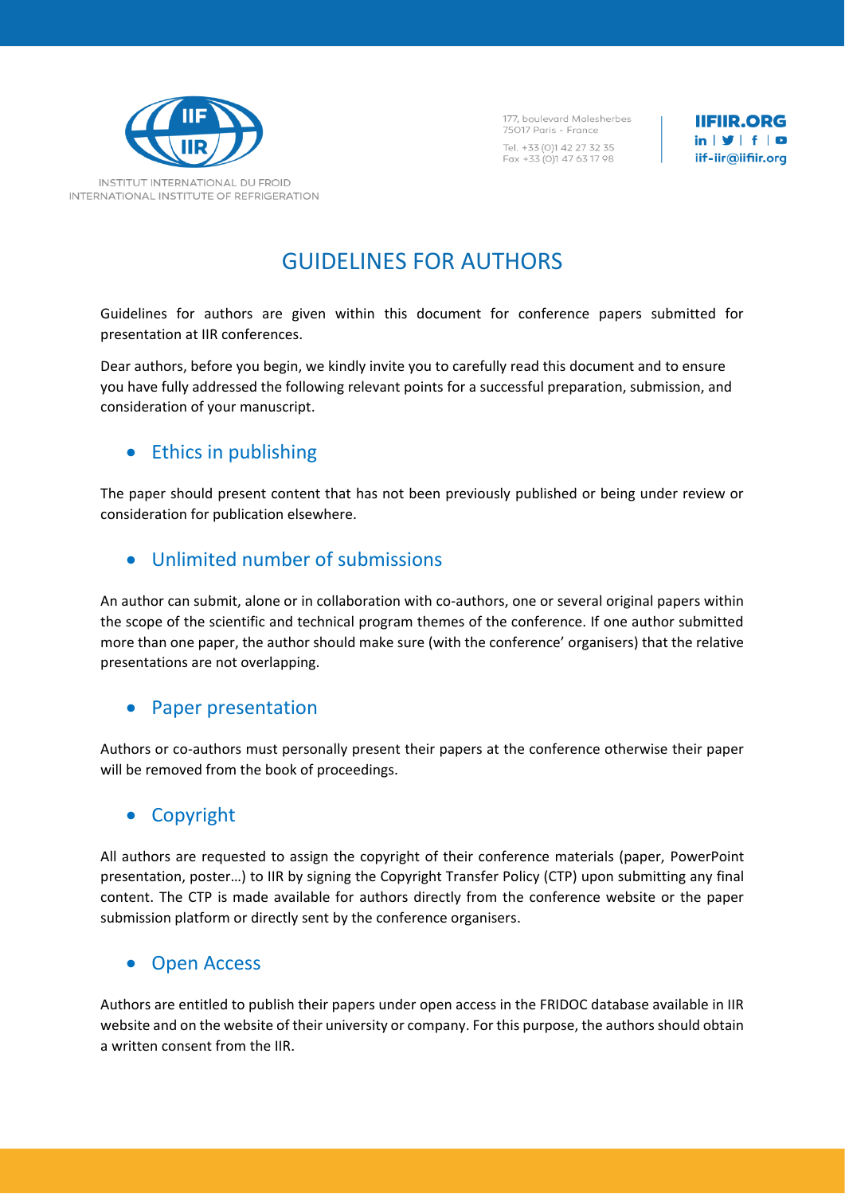# GUIDELINES FOR AUTHORS

Guidelines for authors are given within this document for conference papers submitted for presentation at IIR conferences.

Dear authors, before you begin, we kindly invite you to carefully read this document and to ensure you have fully addressed the following relevant points for a successful preparation, submission, and consideration of your manuscript.

## Ethics in publishing

The paper should present content that has not been previously published or being under review or consideration for publication elsewhere.

## Unlimited number of submissions

An author can submit, alone or in collaboration with co-authors, one or several original papers within the scope of the scientific and technical program themes of the conference. If one author submitted more than one paper, the author should make sure (with the conference' organisers) that the relative presentations are not overlapping.

## Paper presentation

Authors or co-authors must personally present their papers at the conference otherwise their paper will be removed from the book of proceedings.

## Copyright

All authors are requested to assign the copyright of their conference materials (paper, PowerPoint presentation, poster…) to IIR by signing the Copyright Transfer Policy (CTP) upon submitting any final content. The CTP is made available for authors directly from the conference website or the paper submission platform or directly sent by the conference organisers.

## Open Access

Authors are entitled to publish their papers under open access in the FRIDOC database available in IIR website and on the website of their university or company. For this purpose, the authors should obtain a written consent from the IIR.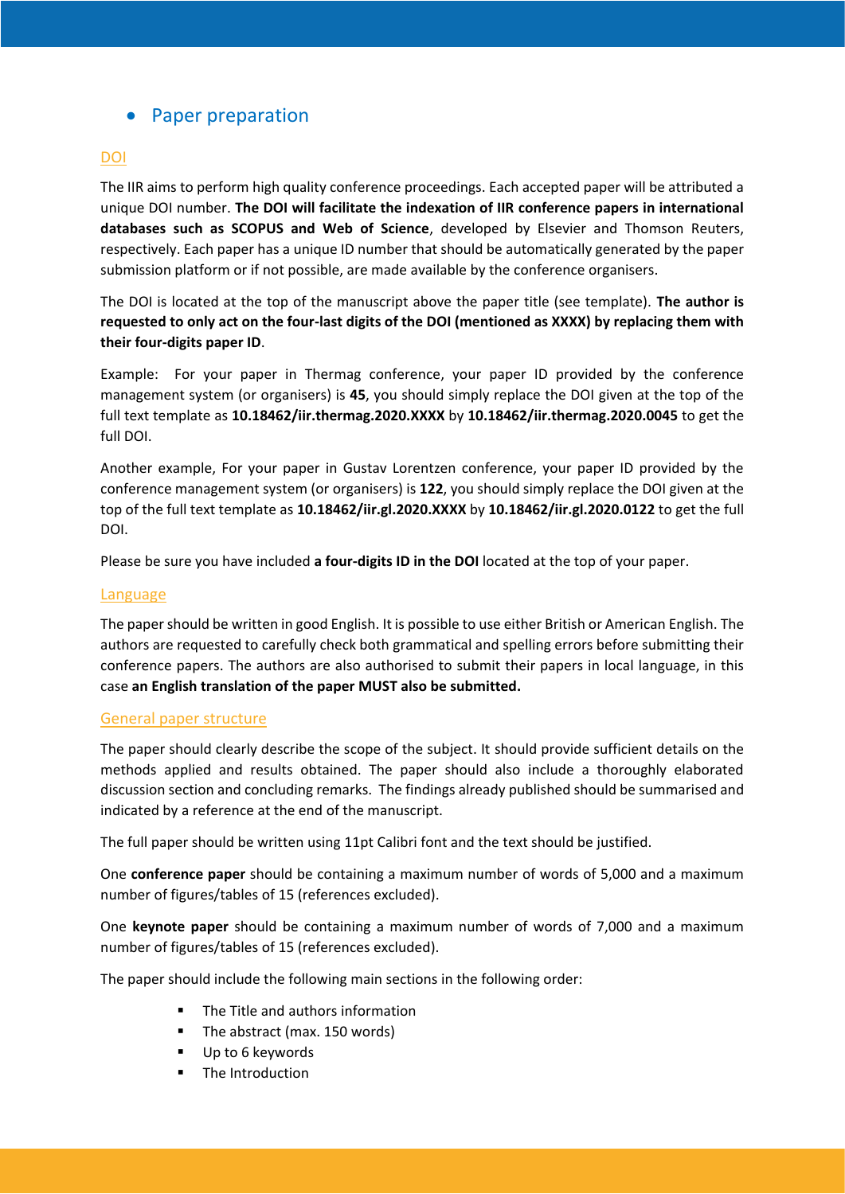- Paper preparation

### DOI

The IIR aims to perform high quality conference proceedings. Each accepted paper will be attributed a unique DOI number. **The DOI will facilitate the indexation of IIR conference papers in international databases such as SCOPUS and Web of Science**, developed by Elsevier and Thomson Reuters, respectively. Each paper has a unique ID number that should be automatically generated by the paper submission platform or if not possible, are made available by the conference organisers.

The DOI is located at the top of the manuscript above the paper title (see template). **The author is requested to only act on the four-last digits of the DOI (mentioned as XXXX) by replacing them with their four-digits paper ID**.

Example: For your paper in Thermag conference, your paper ID provided by the conference management system (or organisers) is **45**, you should simply replace the DOI given at the top of the full text template as **10.18462/iir.thermag.2020.XXXX** by **10.18462/iir.thermag.2020.0045** to get the full DOI.

Another example, For your paper in Gustav Lorentzen conference, your paper ID provided by the conference management system (or organisers) is **122**, you should simply replace the DOI given at the top of the full text template as **10.18462/iir.gl.2020.XXXX** by **10.18462/iir.gl.2020.0122** to get the full DOI.

Please be sure you have included **a four-digits ID in the DOI** located at the top of your paper.

### Language

The paper should be written in good English. It is possible to use either British or American English. The authors are requested to carefully check both grammatical and spelling errors before submitting their conference papers. The authors are also authorised to submit their papers in local language, in this case **an English translation of the paper MUST also be submitted.**

### General paper structure

The paper should clearly describe the scope of the subject. It should provide sufficient details on the methods applied and results obtained. The paper should also include a thoroughly elaborated discussion section and concluding remarks. The findings already published should be summarised and indicated by a reference at the end of the manuscript.

The full paper should be written using 11pt Calibri font and the text should be justified.

One **conference paper** should be containing a maximum number of words of 5,000 and a maximum number of figures/tables of 15 (references excluded).

One **keynote paper** should be containing a maximum number of words of 7,000 and a maximum number of figures/tables of 15 (references excluded).

The paper should include the following main sections in the following order:

- The Title and authors information
- The abstract (max. 150 words)
- Up to 6 keywords
- The Introduction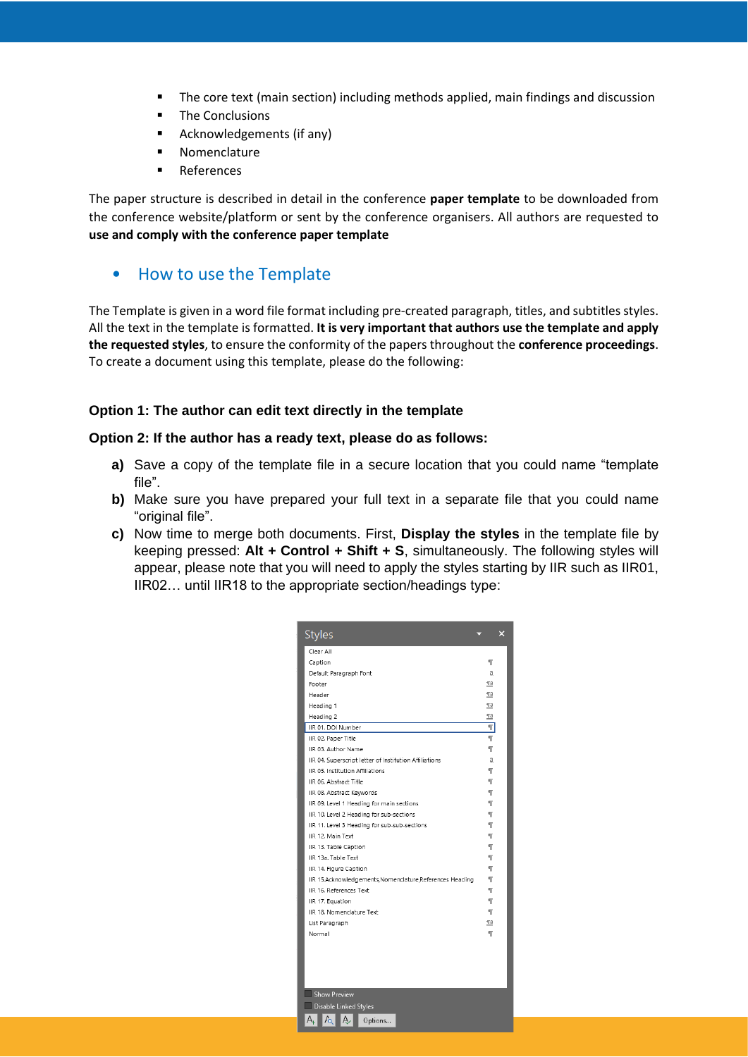- The core text (main section) including methods applied, main findings and discussion
- The Conclusions
- Acknowledgements (if any)
- Nomenclature
- References

The paper structure is described in detail in the conference **paper template** to be downloaded from the conference website/platform or sent by the conference organisers. All authors are requested to **use and comply with the conference paper template**

## How to use the Template

The Template is given in a word file format including pre-created paragraph, titles, and subtitles styles. All the text in the template is formatted. **It is very important that authors use the template and apply the requested styles**, to ensure the conformity of the papers throughout the **conference proceedings**. To create a document using this template, please do the following:

### Option 1: The author can edit text directly in the template

### Option 2: If the author has a ready text, please do as follows:

**a)** Save a copy of the template file in a secure location that you could name "template file".

**b)** Make sure you have prepared your full text in a separate file that you could name "original file".

**c)** Now time to merge both documents. First, **Display the styles** in the template file by keeping pressed: **Alt + Control + Shift + S**, simultaneously. The following styles will appear, please note that you will need to apply the styles starting by IIR such as IIR01, IIR02… until IIR18 to the appropriate section/headings type:

Styles

- Clear All
- Caption
- Default Paragraph Font
- Footer
- Header
- Heading 1
- Heading 2
- IIR 01. DOI Number
- IIR 02. Paper Title
- IIR 03. Author Name
- IIR 04. Superscript letter of Institution Affiliations
- IIR 05. Institution Affiliations
- IIR 06. Abstract Title
- IIR 08. Abstract Keywords
- IIR 09. Level 1 Heading for main sections
- IIR 10. Level 2 Heading for sub-sections
- IIR 11. Level 3 Heading for sub-sub-sections
- IIR 12. Main Text
- IIR 13. Table Caption
- IIR 13a. Table Text
- IIR 14. Figure Caption
- IIR 15.Acknowledgements,Nomenclature,References Heading
- IIR 16. References Text
- IIR 17. Equation
- IIR 18. Nomenclature Text
- List Paragraph
- Normal

Show Preview

Disable Linked Styles

Options...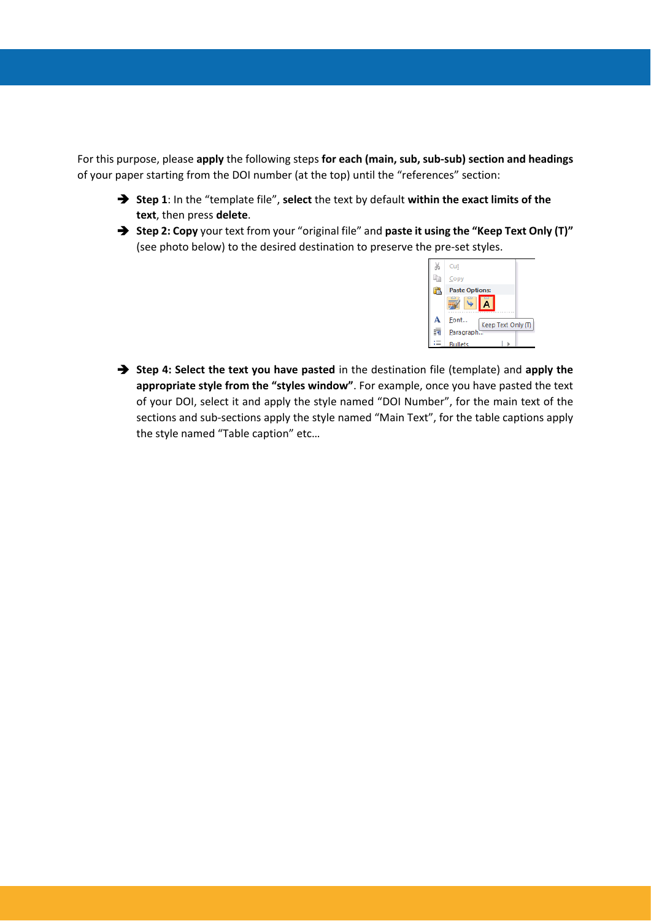For this purpose, please **apply** the following steps **for each (main, sub, sub-sub) section and headings** of your paper starting from the DOI number (at the top) until the "references" section:

- ➔ **Step 1**: In the "template file", **select** the text by default **within the exact limits of the text**, then press **delete**.
- ➔ **Step 2: Copy** your text from your "original file" and **paste it using the "Keep Text Only (T)"** (see photo below) to the desired destination to preserve the pre-set styles.
- ➔ **Step 4: Select the text you have pasted** in the destination file (template) and **apply the appropriate style from the "styles window"**. For example, once you have pasted the text of your DOI, select it and apply the style named "DOI Number", for the main text of the sections and sub-sections apply the style named "Main Text", for the table captions apply the style named "Table caption" etc…